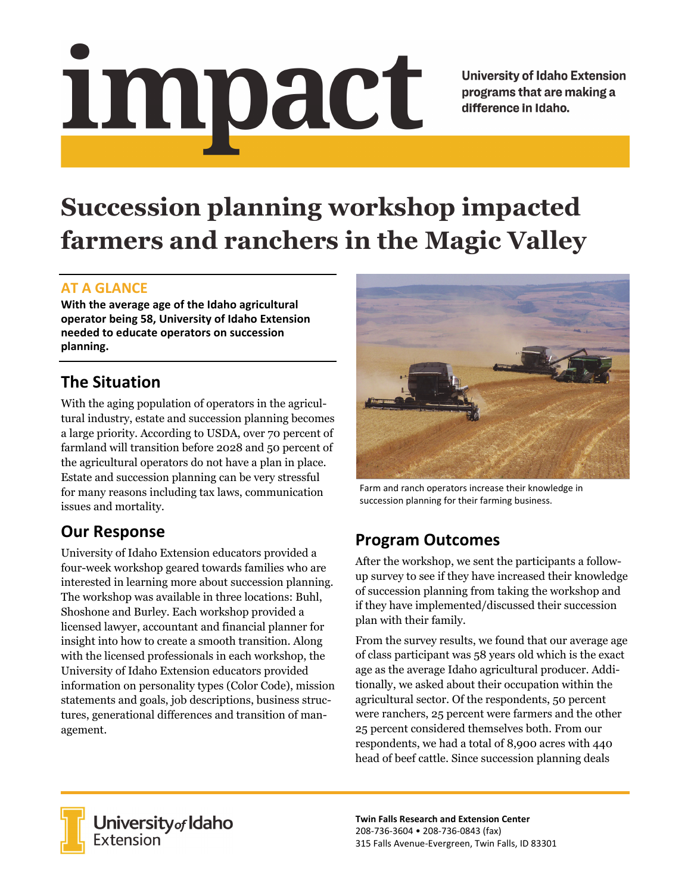# impact

University of Idaho Extension programs that are making a difference in Idaho.

# Succession planning workshop impacted farmers and ranchers in the Magic Valley

## AT A GLANCE

**With the average age of the Idaho agricultural operator being 58, University of Idaho Extension needed to educate operators on succession planning.**

## The Situation

With the aging population of operators in the agricultural industry, estate and succession planning becomes a large priority. According to USDA, over 70 percent of farmland will transition before 2028 and 50 percent of the agricultural operators do not have a plan in place. Estate and succession planning can be very stressful for many reasons including tax laws, communication issues and mortality.

## Our Response

University of Idaho Extension educators provided a four-week workshop geared towards families who are interested in learning more about succession planning. The workshop was available in three locations: Buhl, Shoshone and Burley. Each workshop provided a licensed lawyer, accountant and financial planner for insight into how to create a smooth transition. Along with the licensed professionals in each workshop, the University of Idaho Extension educators provided information on personality types (Color Code), mission statements and goals, job descriptions, business structures, generational differences and transition of management.

Farm and ranch operators increase their knowledge in succession planning for their farming business.

## Program Outcomes

After the workshop, we sent the participants a follow-up survey to see if they have increased their knowledge of succession planning from taking the workshop and if they have implemented/discussed their succession plan with their family.

From the survey results, we found that our average age of class participant was 58 years old which is the exact age as the average Idaho agricultural producer. Additionally, we asked about their occupation within the agricultural sector. Of the respondents, 50 percent were ranchers, 25 percent were farmers and the other 25 percent considered themselves both. From our respondents, we had a total of 8,900 acres with 440 head of beef cattle. Since succession planning deals

University of Idaho Extension

**Twin Falls Research and Extension Center**
208-736-3604 • 208-736-0843 (fax)
315 Falls Avenue-Evergreen, Twin Falls, ID 83301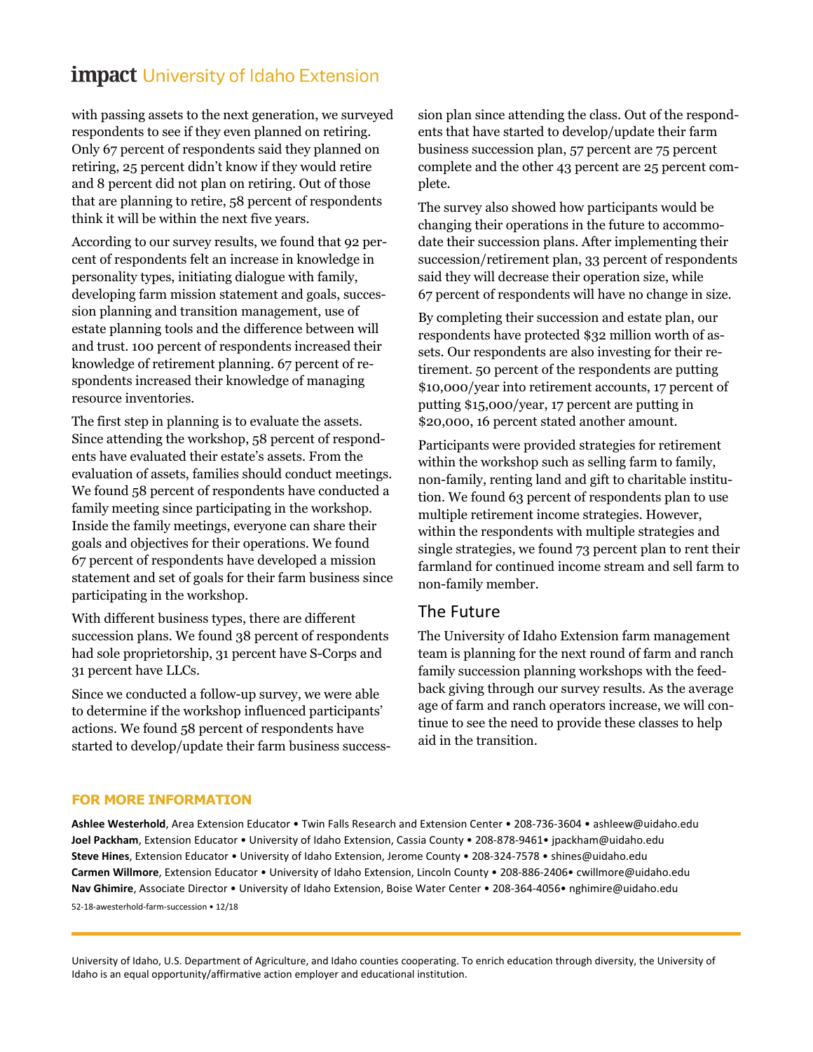with passing assets to the next generation, we surveyed respondents to see if they even planned on retiring. Only 67 percent of respondents said they planned on retiring, 25 percent didn't know if they would retire and 8 percent did not plan on retiring. Out of those that are planning to retire, 58 percent of respondents think it will be within the next five years.

According to our survey results, we found that 92 percent of respondents felt an increase in knowledge in personality types, initiating dialogue with family, developing farm mission statement and goals, succession planning and transition management, use of estate planning tools and the difference between will and trust. 100 percent of respondents increased their knowledge of retirement planning. 67 percent of respondents increased their knowledge of managing resource inventories.

The first step in planning is to evaluate the assets. Since attending the workshop, 58 percent of respondents have evaluated their estate's assets. From the evaluation of assets, families should conduct meetings. We found 58 percent of respondents have conducted a family meeting since participating in the workshop. Inside the family meetings, everyone can share their goals and objectives for their operations. We found 67 percent of respondents have developed a mission statement and set of goals for their farm business since participating in the workshop.

With different business types, there are different succession plans. We found 38 percent of respondents had sole proprietorship, 31 percent have S-Corps and 31 percent have LLCs.

Since we conducted a follow-up survey, we were able to determine if the workshop influenced participants' actions. We found 58 percent of respondents have started to develop/update their farm business succession plan since attending the class. Out of the respondents that have started to develop/update their farm business succession plan, 57 percent are 75 percent complete and the other 43 percent are 25 percent complete.

The survey also showed how participants would be changing their operations in the future to accommodate their succession plans. After implementing their succession/retirement plan, 33 percent of respondents said they will decrease their operation size, while 67 percent of respondents will have no change in size.

By completing their succession and estate plan, our respondents have protected $32 million worth of assets. Our respondents are also investing for their retirement. 50 percent of the respondents are putting $10,000/year into retirement accounts, 17 percent of putting $15,000/year, 17 percent are putting in $20,000, 16 percent stated another amount.

Participants were provided strategies for retirement within the workshop such as selling farm to family, non-family, renting land and gift to charitable institution. We found 63 percent of respondents plan to use multiple retirement income strategies. However, within the respondents with multiple strategies and single strategies, we found 73 percent plan to rent their farmland for continued income stream and sell farm to non-family member.

## The Future

The University of Idaho Extension farm management team is planning for the next round of farm and ranch family succession planning workshops with the feedback giving through our survey results. As the average age of farm and ranch operators increase, we will continue to see the need to provide these classes to help aid in the transition.

### FOR MORE INFORMATION

**Ashlee Westerhold**, Area Extension Educator • Twin Falls Research and Extension Center • 208-736-3604 • ashleew@uidaho.edu
**Joel Packham**, Extension Educator • University of Idaho Extension, Cassia County • 208-878-9461• jpackham@uidaho.edu
**Steve Hines**, Extension Educator • University of Idaho Extension, Jerome County • 208-324-7578 • shines@uidaho.edu
**Carmen Willmore**, Extension Educator • University of Idaho Extension, Lincoln County • 208-886-2406• cwillmore@uidaho.edu
**Nav Ghimire**, Associate Director • University of Idaho Extension, Boise Water Center • 208-364-4056• nghimire@uidaho.edu

52-18-awesterhold-farm-succession • 12/18

University of Idaho, U.S. Department of Agriculture, and Idaho counties cooperating. To enrich education through diversity, the University of Idaho is an equal opportunity/affirmative action employer and educational institution.